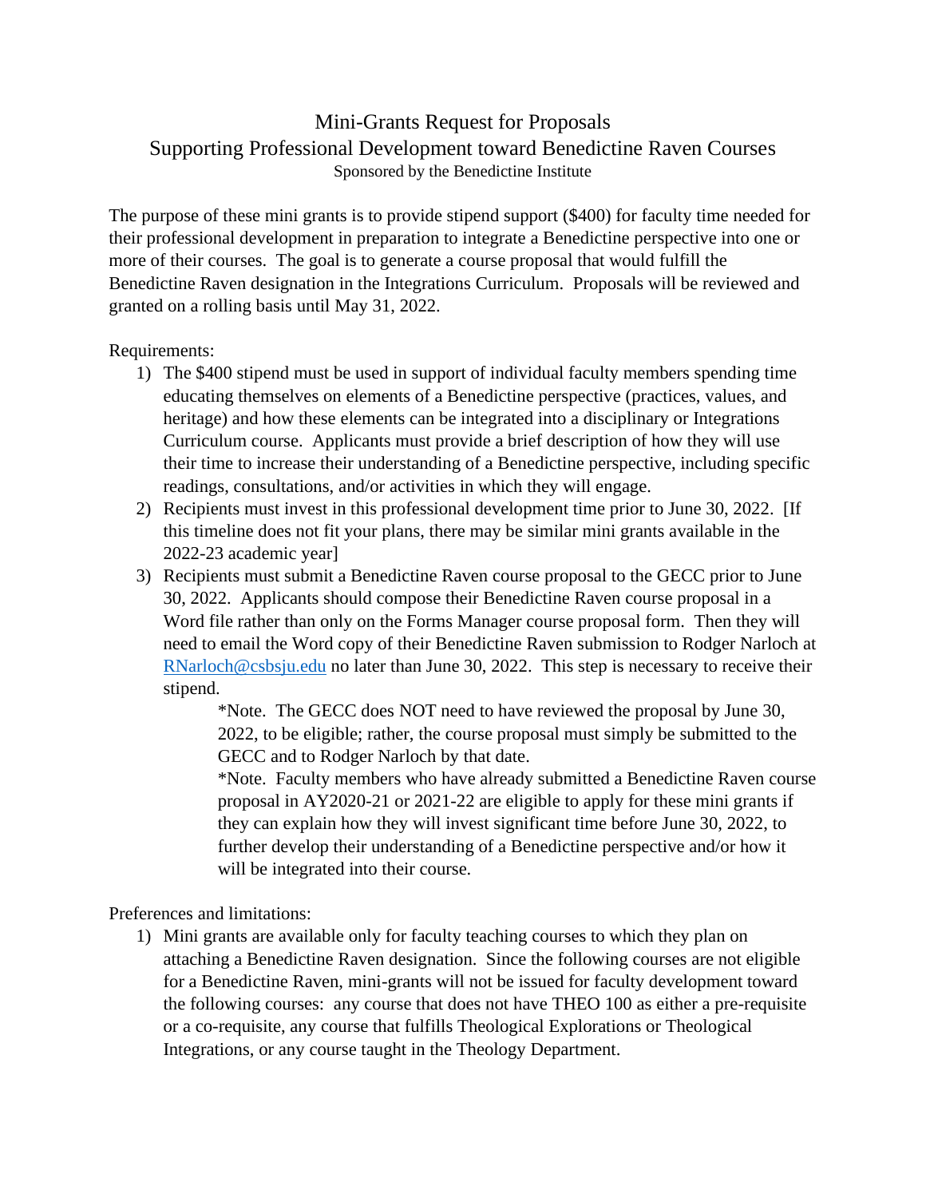# Mini-Grants Request for Proposals
## Supporting Professional Development toward Benedictine Raven Courses
Sponsored by the Benedictine Institute

The purpose of these mini grants is to provide stipend support ($400) for faculty time needed for their professional development in preparation to integrate a Benedictine perspective into one or more of their courses. The goal is to generate a course proposal that would fulfill the Benedictine Raven designation in the Integrations Curriculum. Proposals will be reviewed and granted on a rolling basis until May 31, 2022.

Requirements:

1) The $400 stipend must be used in support of individual faculty members spending time educating themselves on elements of a Benedictine perspective (practices, values, and heritage) and how these elements can be integrated into a disciplinary or Integrations Curriculum course. Applicants must provide a brief description of how they will use their time to increase their understanding of a Benedictine perspective, including specific readings, consultations, and/or activities in which they will engage.
2) Recipients must invest in this professional development time prior to June 30, 2022. [If this timeline does not fit your plans, there may be similar mini grants available in the 2022-23 academic year]
3) Recipients must submit a Benedictine Raven course proposal to the GECC prior to June 30, 2022. Applicants should compose their Benedictine Raven course proposal in a Word file rather than only on the Forms Manager course proposal form. Then they will need to email the Word copy of their Benedictine Raven submission to Rodger Narloch at RNarloch@csbsju.edu no later than June 30, 2022. This step is necessary to receive their stipend.

    *Note. The GECC does NOT need to have reviewed the proposal by June 30, 2022, to be eligible; rather, the course proposal must simply be submitted to the GECC and to Rodger Narloch by that date.

    *Note. Faculty members who have already submitted a Benedictine Raven course proposal in AY2020-21 or 2021-22 are eligible to apply for these mini grants if they can explain how they will invest significant time before June 30, 2022, to further develop their understanding of a Benedictine perspective and/or how it will be integrated into their course.

Preferences and limitations:

1) Mini grants are available only for faculty teaching courses to which they plan on attaching a Benedictine Raven designation. Since the following courses are not eligible for a Benedictine Raven, mini-grants will not be issued for faculty development toward the following courses: any course that does not have THEO 100 as either a pre-requisite or a co-requisite, any course that fulfills Theological Explorations or Theological Integrations, or any course taught in the Theology Department.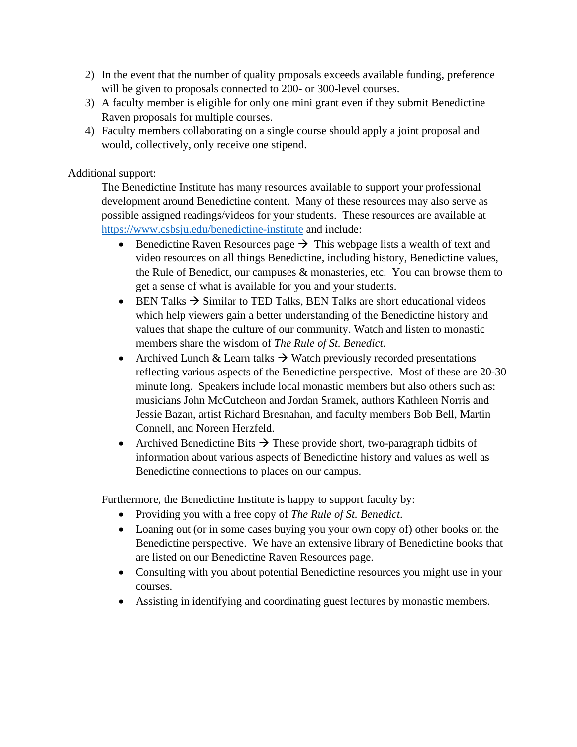2) In the event that the number of quality proposals exceeds available funding, preference will be given to proposals connected to 200- or 300-level courses.
3) A faculty member is eligible for only one mini grant even if they submit Benedictine Raven proposals for multiple courses.
4) Faculty members collaborating on a single course should apply a joint proposal and would, collectively, only receive one stipend.

Additional support:

The Benedictine Institute has many resources available to support your professional development around Benedictine content. Many of these resources may also serve as possible assigned readings/videos for your students. These resources are available at [https://www.csbsju.edu/benedictine-institute](https://www.csbsju.edu/benedictine-institute) and include:

- Benedictine Raven Resources page → This webpage lists a wealth of text and video resources on all things Benedictine, including history, Benedictine values, the Rule of Benedict, our campuses & monasteries, etc. You can browse them to get a sense of what is available for you and your students.
- BEN Talks → Similar to TED Talks, BEN Talks are short educational videos which help viewers gain a better understanding of the Benedictine history and values that shape the culture of our community. Watch and listen to monastic members share the wisdom of *The Rule of St. Benedict.*
- Archived Lunch & Learn talks → Watch previously recorded presentations reflecting various aspects of the Benedictine perspective. Most of these are 20-30 minute long. Speakers include local monastic members but also others such as: musicians John McCutcheon and Jordan Sramek, authors Kathleen Norris and Jessie Bazan, artist Richard Bresnahan, and faculty members Bob Bell, Martin Connell, and Noreen Herzfeld.
- Archived Benedictine Bits → These provide short, two-paragraph tidbits of information about various aspects of Benedictine history and values as well as Benedictine connections to places on our campus.

Furthermore, the Benedictine Institute is happy to support faculty by:

- Providing you with a free copy of *The Rule of St. Benedict*.
- Loaning out (or in some cases buying you your own copy of) other books on the Benedictine perspective. We have an extensive library of Benedictine books that are listed on our Benedictine Raven Resources page.
- Consulting with you about potential Benedictine resources you might use in your courses.
- Assisting in identifying and coordinating guest lectures by monastic members.